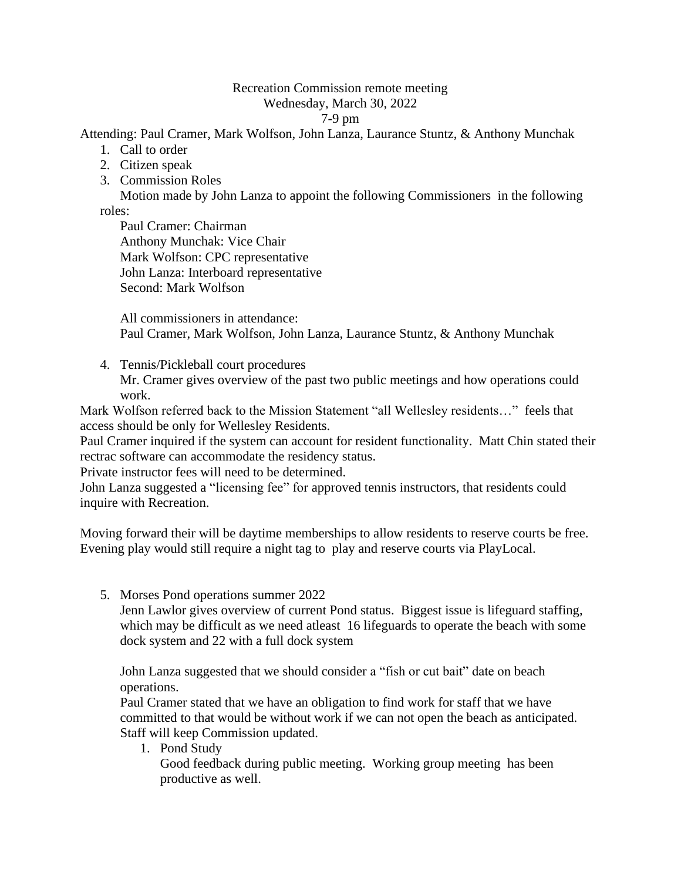Recreation Commission remote meeting
Wednesday, March 30, 2022
7-9 pm

Attending: Paul Cramer, Mark Wolfson, John Lanza, Laurance Stuntz, & Anthony Munchak

1. Call to order
2. Citizen speak
3. Commission Roles

   Motion made by John Lanza to appoint the following Commissioners in the following roles:

   Paul Cramer: Chairman
   Anthony Munchak: Vice Chair
   Mark Wolfson: CPC representative
   John Lanza: Interboard representative
   Second: Mark Wolfson

   All commissioners in attendance:
   Paul Cramer, Mark Wolfson, John Lanza, Laurance Stuntz, & Anthony Munchak

4. Tennis/Pickleball court procedures

   Mr. Cramer gives overview of the past two public meetings and how operations could work.

Mark Wolfson referred back to the Mission Statement "all Wellesley residents…" feels that access should be only for Wellesley Residents.

Paul Cramer inquired if the system can account for resident functionality. Matt Chin stated their rectrac software can accommodate the residency status.

Private instructor fees will need to be determined.

John Lanza suggested a "licensing fee" for approved tennis instructors, that residents could inquire with Recreation.

Moving forward their will be daytime memberships to allow residents to reserve courts be free. Evening play would still require a night tag to play and reserve courts via PlayLocal.

5. Morses Pond operations summer 2022

   Jenn Lawlor gives overview of current Pond status. Biggest issue is lifeguard staffing, which may be difficult as we need atleast 16 lifeguards to operate the beach with some dock system and 22 with a full dock system

   John Lanza suggested that we should consider a "fish or cut bait" date on beach operations.

   Paul Cramer stated that we have an obligation to find work for staff that we have committed to that would be without work if we can not open the beach as anticipated. Staff will keep Commission updated.

   1. Pond Study

      Good feedback during public meeting. Working group meeting has been productive as well.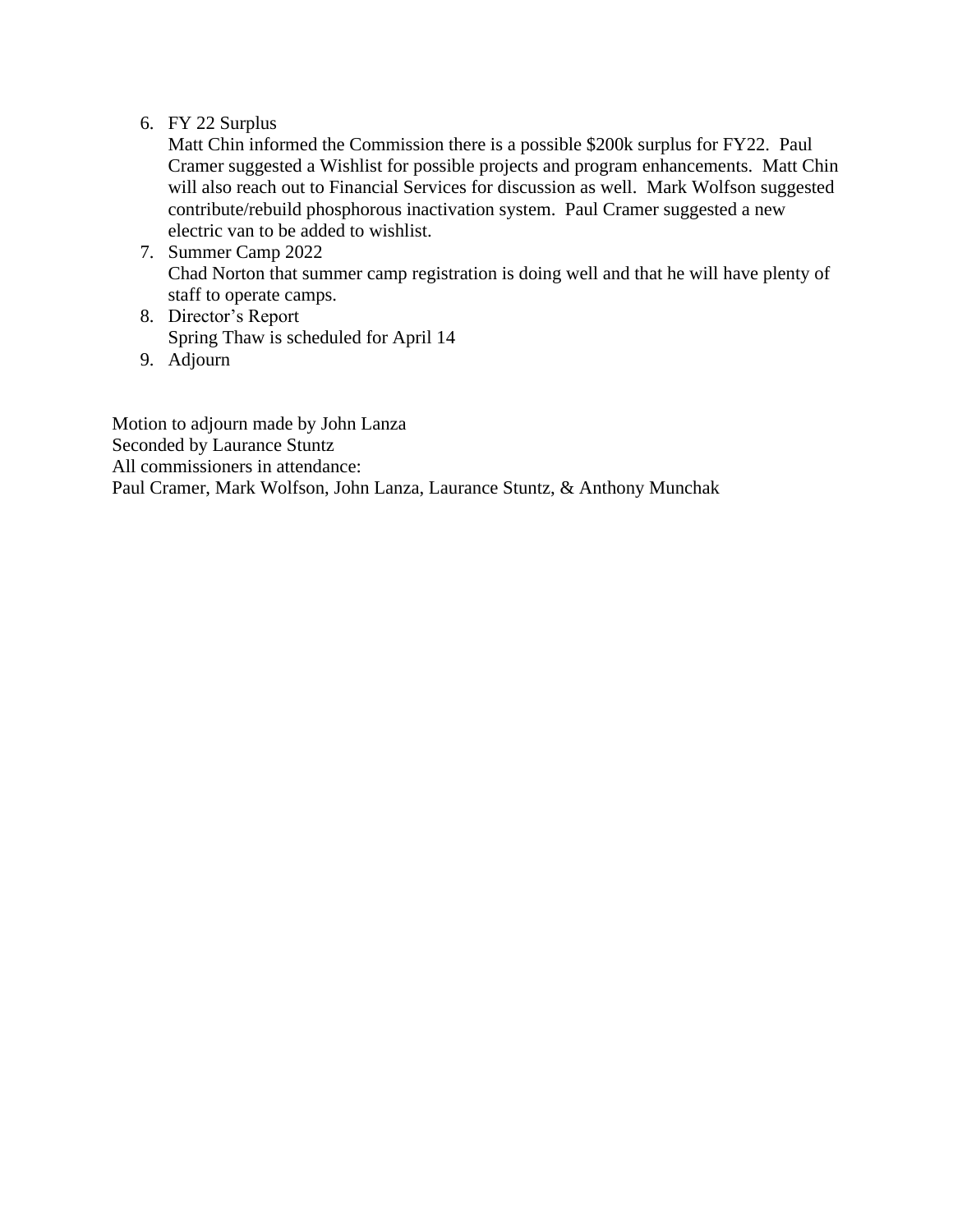6. FY 22 Surplus
   Matt Chin informed the Commission there is a possible $200k surplus for FY22.  Paul Cramer suggested a Wishlist for possible projects and program enhancements.  Matt Chin will also reach out to Financial Services for discussion as well.  Mark Wolfson suggested contribute/rebuild phosphorous inactivation system.  Paul Cramer suggested a new electric van to be added to wishlist.
7. Summer Camp 2022
   Chad Norton that summer camp registration is doing well and that he will have plenty of staff to operate camps.
8. Director's Report
   Spring Thaw is scheduled for April 14
9. Adjourn

Motion to adjourn made by John Lanza
Seconded by Laurance Stuntz
All commissioners in attendance:
Paul Cramer, Mark Wolfson, John Lanza, Laurance Stuntz, & Anthony Munchak